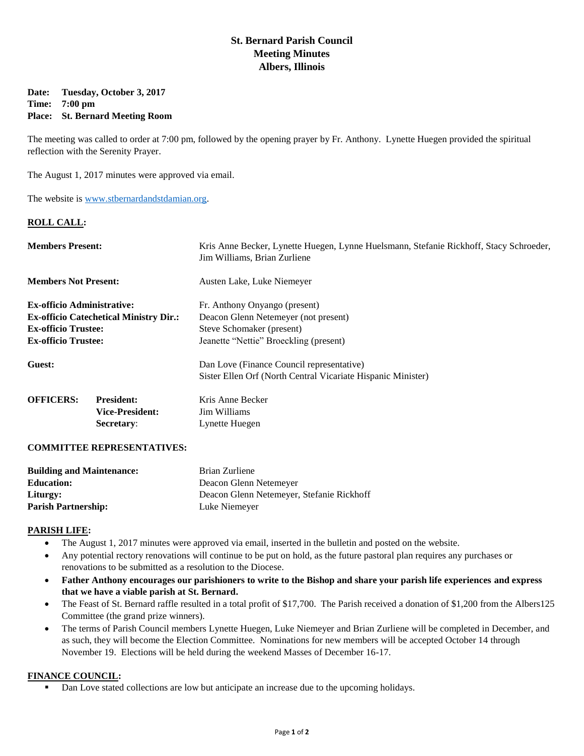# St. Bernard Parish Council
# Meeting Minutes
# Albers, Illinois

**Date:** **Tuesday, October 3, 2017**
**Time:** **7:00 pm**
**Place:** **St. Bernard Meeting Room**

The meeting was called to order at 7:00 pm, followed by the opening prayer by Fr. Anthony. Lynette Huegen provided the spiritual reflection with the Serenity Prayer.

The August 1, 2017 minutes were approved via email.

The website is www.stbernardandstdamian.org.

## ROLL CALL:

| | |
|---|---|
| **Members Present:** | Kris Anne Becker, Lynette Huegen, Lynne Huelsmann, Stefanie Rickhoff, Stacy Schroeder, Jim Williams, Brian Zurliene |
| **Members Not Present:** | Austen Lake, Luke Niemeyer |
| **Ex-officio Administrative:** | Fr. Anthony Onyango (present) |
| **Ex-officio Catechetical Ministry Dir.:** | Deacon Glenn Netemeyer (not present) |
| **Ex-officio Trustee:** | Steve Schomaker (present) |
| **Ex-officio Trustee:** | Jeanette "Nettie" Broeckling (present) |
| **Guest:** | Dan Love (Finance Council representative)<br>Sister Ellen Orf (North Central Vicariate Hispanic Minister) |

| | | |
|---|---|---|
| **OFFICERS:** | **President:** | Kris Anne Becker |
| | **Vice-President:** | Jim Williams |
| | **Secretary**: | Lynette Huegen |

**COMMITTEE REPRESENTATIVES:**

| | |
|---|---|
| **Building and Maintenance:** | Brian Zurliene |
| **Education:** | Deacon Glenn Netemeyer |
| **Liturgy:** | Deacon Glenn Netemeyer, Stefanie Rickhoff |
| **Parish Partnership:** | Luke Niemeyer |

## PARISH LIFE:

- The August 1, 2017 minutes were approved via email, inserted in the bulletin and posted on the website.
- Any potential rectory renovations will continue to be put on hold, as the future pastoral plan requires any purchases or renovations to be submitted as a resolution to the Diocese.
- **Father Anthony encourages our parishioners to write to the Bishop and share your parish life experiences and express that we have a viable parish at St. Bernard.**
- The Feast of St. Bernard raffle resulted in a total profit of $17,700. The Parish received a donation of $1,200 from the Albers125 Committee (the grand prize winners).
- The terms of Parish Council members Lynette Huegen, Luke Niemeyer and Brian Zurliene will be completed in December, and as such, they will become the Election Committee. Nominations for new members will be accepted October 14 through November 19. Elections will be held during the weekend Masses of December 16-17.

## FINANCE COUNCIL:

- Dan Love stated collections are low but anticipate an increase due to the upcoming holidays.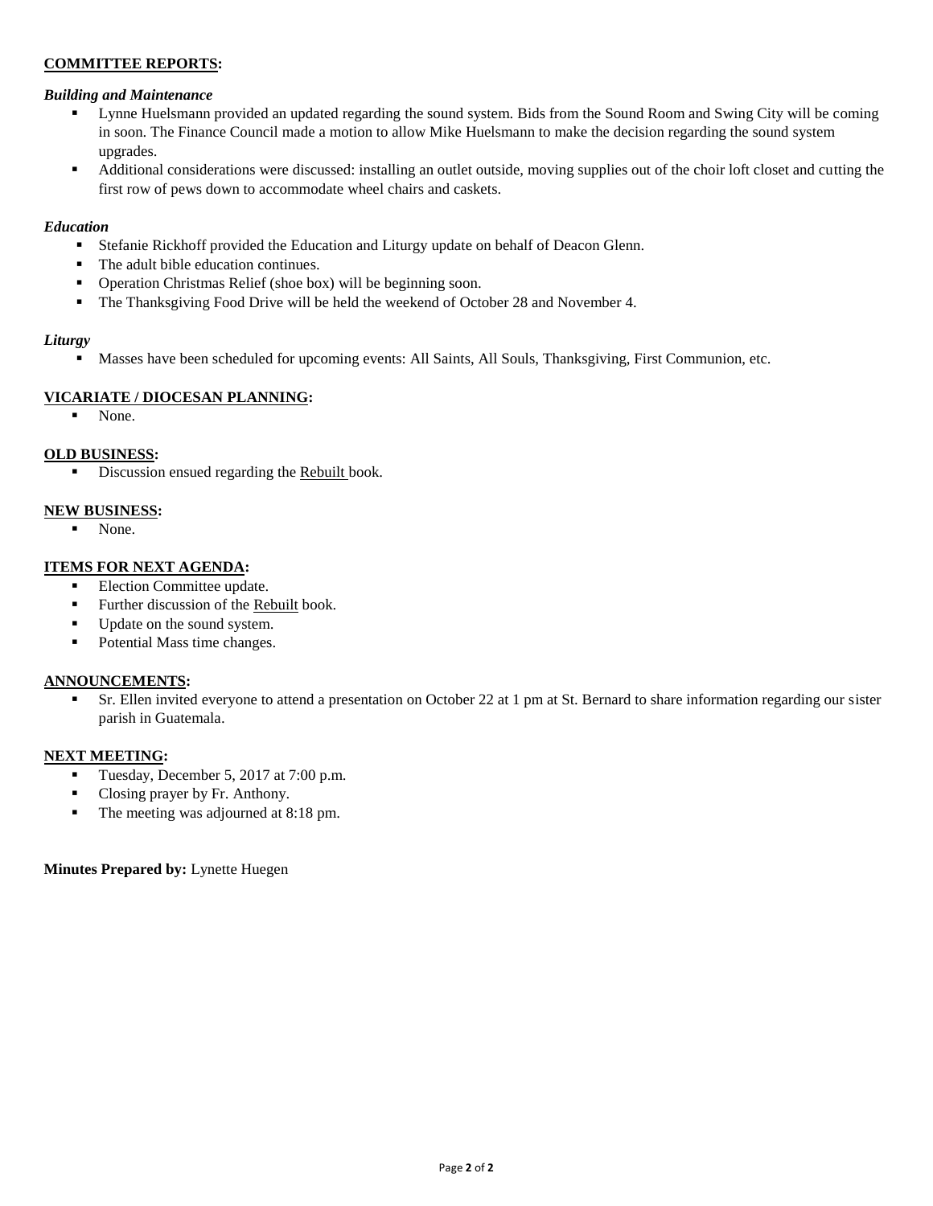## COMMITTEE REPORTS:

### *Building and Maintenance*

- Lynne Huelsmann provided an updated regarding the sound system. Bids from the Sound Room and Swing City will be coming in soon. The Finance Council made a motion to allow Mike Huelsmann to make the decision regarding the sound system upgrades.
- Additional considerations were discussed: installing an outlet outside, moving supplies out of the choir loft closet and cutting the first row of pews down to accommodate wheel chairs and caskets.

### *Education*

- Stefanie Rickhoff provided the Education and Liturgy update on behalf of Deacon Glenn.
- The adult bible education continues.
- Operation Christmas Relief (shoe box) will be beginning soon.
- The Thanksgiving Food Drive will be held the weekend of October 28 and November 4.

### *Liturgy*

- Masses have been scheduled for upcoming events: All Saints, All Souls, Thanksgiving, First Communion, etc.

## VICARIATE / DIOCESAN PLANNING:

- None.

## OLD BUSINESS:

- Discussion ensued regarding the Rebuilt book.

## NEW BUSINESS:

- None.

## ITEMS FOR NEXT AGENDA:

- Election Committee update.
- Further discussion of the Rebuilt book.
- Update on the sound system.
- Potential Mass time changes.

## ANNOUNCEMENTS:

- Sr. Ellen invited everyone to attend a presentation on October 22 at 1 pm at St. Bernard to share information regarding our sister parish in Guatemala.

## NEXT MEETING:

- Tuesday, December 5, 2017 at 7:00 p.m.
- Closing prayer by Fr. Anthony.
- The meeting was adjourned at 8:18 pm.

**Minutes Prepared by:** Lynette Huegen